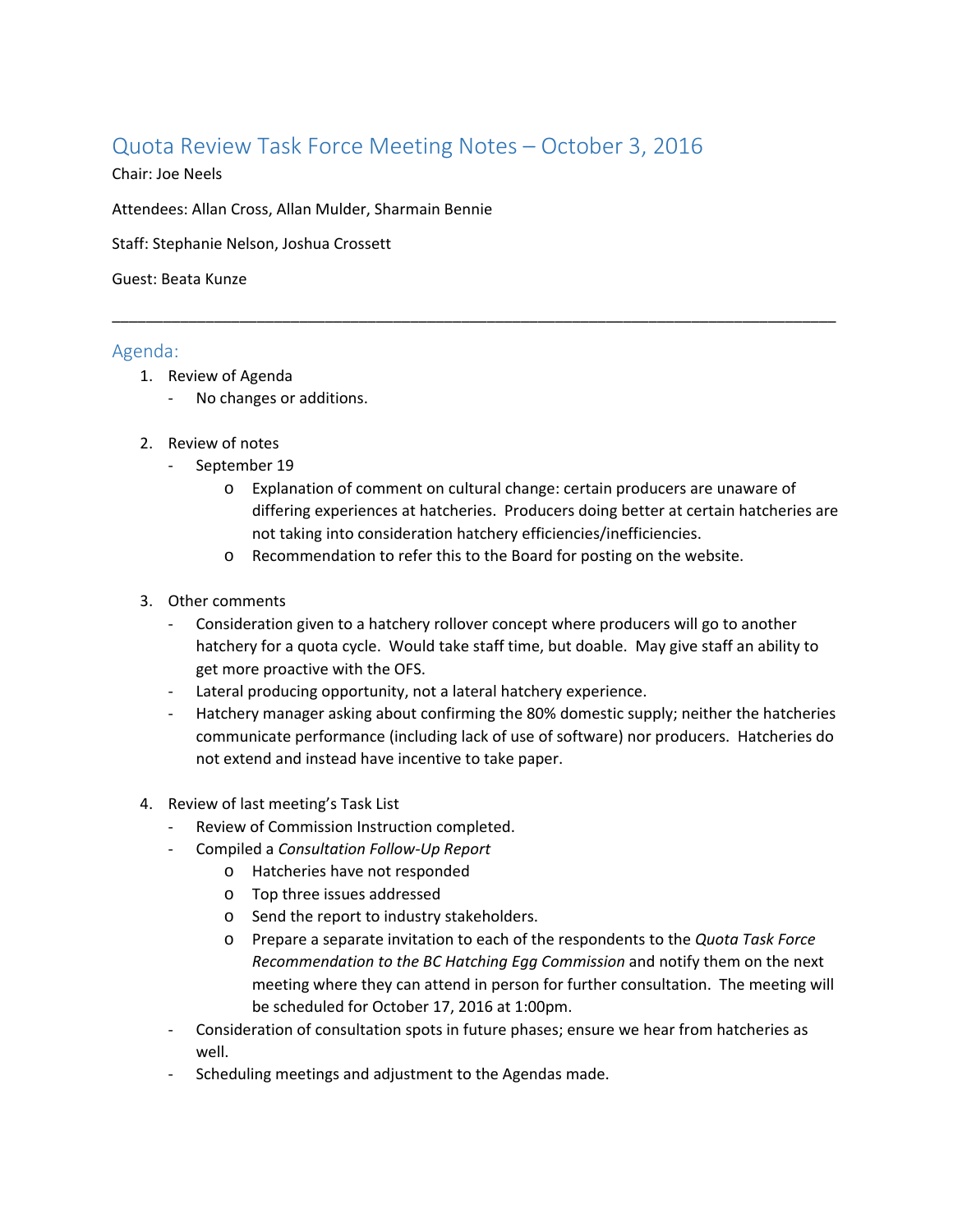# Quota Review Task Force Meeting Notes – October 3, 2016

Chair: Joe Neels

Attendees: Allan Cross, Allan Mulder, Sharmain Bennie

Staff: Stephanie Nelson, Joshua Crossett

Guest: Beata Kunze

---

## Agenda:

1. Review of Agenda
   - No changes or additions.

2. Review of notes
   - September 19
     - Explanation of comment on cultural change: certain producers are unaware of differing experiences at hatcheries. Producers doing better at certain hatcheries are not taking into consideration hatchery efficiencies/inefficiencies.
     - Recommendation to refer this to the Board for posting on the website.

3. Other comments
   - Consideration given to a hatchery rollover concept where producers will go to another hatchery for a quota cycle. Would take staff time, but doable. May give staff an ability to get more proactive with the OFS.
   - Lateral producing opportunity, not a lateral hatchery experience.
   - Hatchery manager asking about confirming the 80% domestic supply; neither the hatcheries communicate performance (including lack of use of software) nor producers. Hatcheries do not extend and instead have incentive to take paper.

4. Review of last meeting's Task List
   - Review of Commission Instruction completed.
   - Compiled a *Consultation Follow-Up Report*
     - Hatcheries have not responded
     - Top three issues addressed
     - Send the report to industry stakeholders.
     - Prepare a separate invitation to each of the respondents to the *Quota Task Force Recommendation to the BC Hatching Egg Commission* and notify them on the next meeting where they can attend in person for further consultation. The meeting will be scheduled for October 17, 2016 at 1:00pm.
   - Consideration of consultation spots in future phases; ensure we hear from hatcheries as well.
   - Scheduling meetings and adjustment to the Agendas made.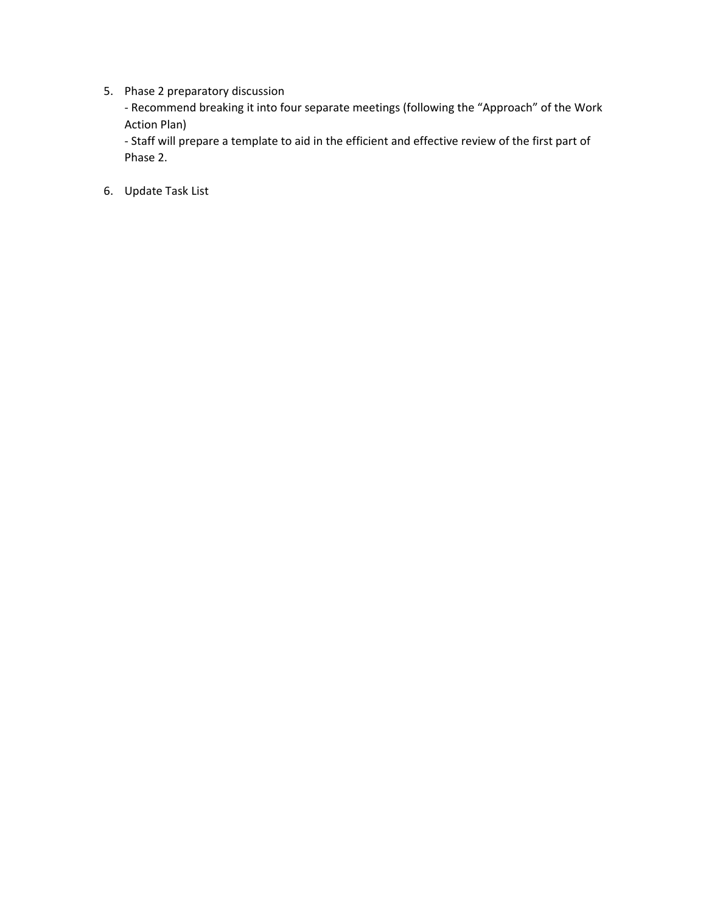5. Phase 2 preparatory discussion
   - Recommend breaking it into four separate meetings (following the "Approach" of the Work Action Plan)
   - Staff will prepare a template to aid in the efficient and effective review of the first part of Phase 2.

6. Update Task List